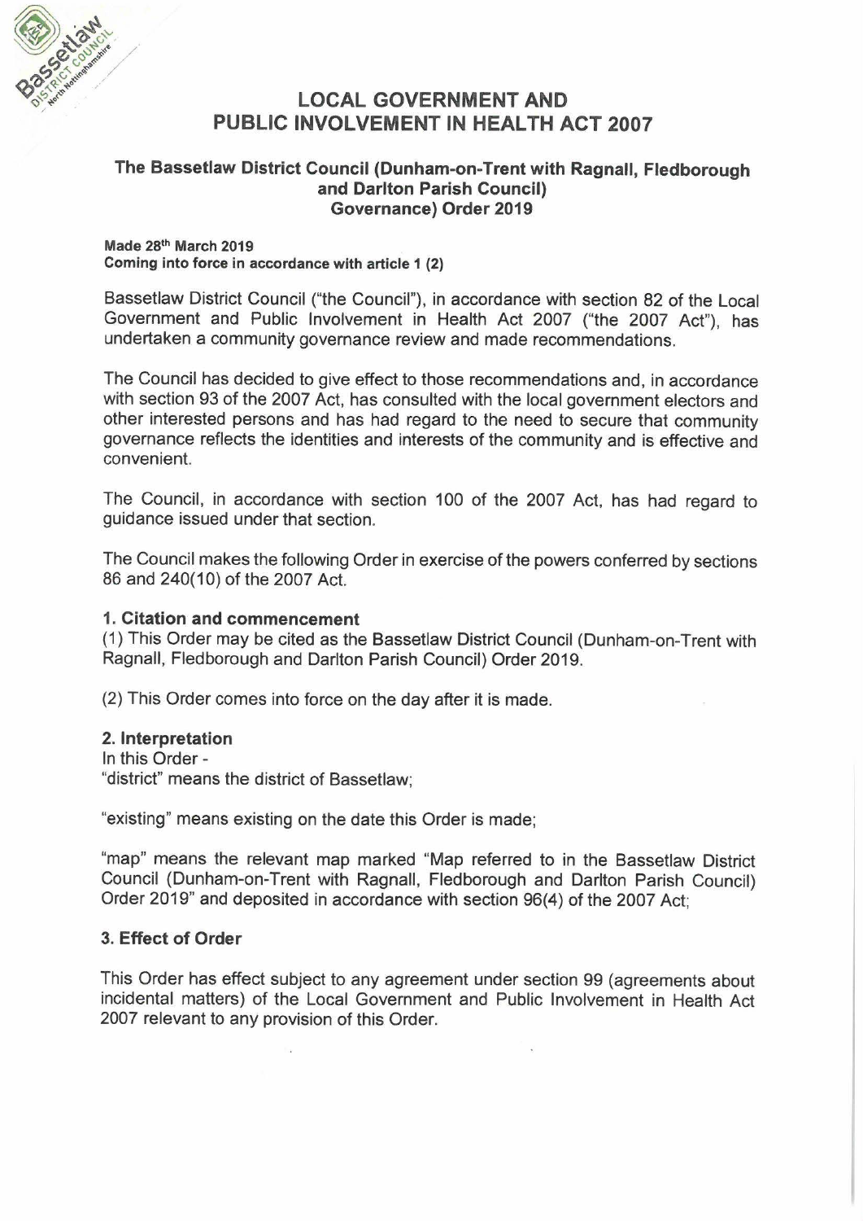# LOCAL GOVERNMENT AND PUBLIC INVOLVEMENT IN HEALTH ACT 2007

## The Bassetlaw District Council (Dunham-on-Trent with Ragnall, Fledborough and Darlton Parish Council) Governance) Order 2019

**Made 28th March 2019**
**Coming into force in accordance with article 1 (2)**

Bassetlaw District Council ("the Council"), in accordance with section 82 of the Local Government and Public Involvement in Health Act 2007 ("the 2007 Act"), has undertaken a community governance review and made recommendations.

The Council has decided to give effect to those recommendations and, in accordance with section 93 of the 2007 Act, has consulted with the local government electors and other interested persons and has had regard to the need to secure that community governance reflects the identities and interests of the community and is effective and convenient.

The Council, in accordance with section 100 of the 2007 Act, has had regard to guidance issued under that section.

The Council makes the following Order in exercise of the powers conferred by sections 86 and 240(10) of the 2007 Act.

### 1. Citation and commencement

(1) This Order may be cited as the Bassetlaw District Council (Dunham-on-Trent with Ragnall, Fledborough and Darlton Parish Council) Order 2019.

(2) This Order comes into force on the day after it is made.

### 2. Interpretation

In this Order -

"district" means the district of Bassetlaw;

"existing" means existing on the date this Order is made;

"map" means the relevant map marked "Map referred to in the Bassetlaw District Council (Dunham-on-Trent with Ragnall, Fledborough and Darlton Parish Council) Order 2019" and deposited in accordance with section 96(4) of the 2007 Act;

### 3. Effect of Order

This Order has effect subject to any agreement under section 99 (agreements about incidental matters) of the Local Government and Public Involvement in Health Act 2007 relevant to any provision of this Order.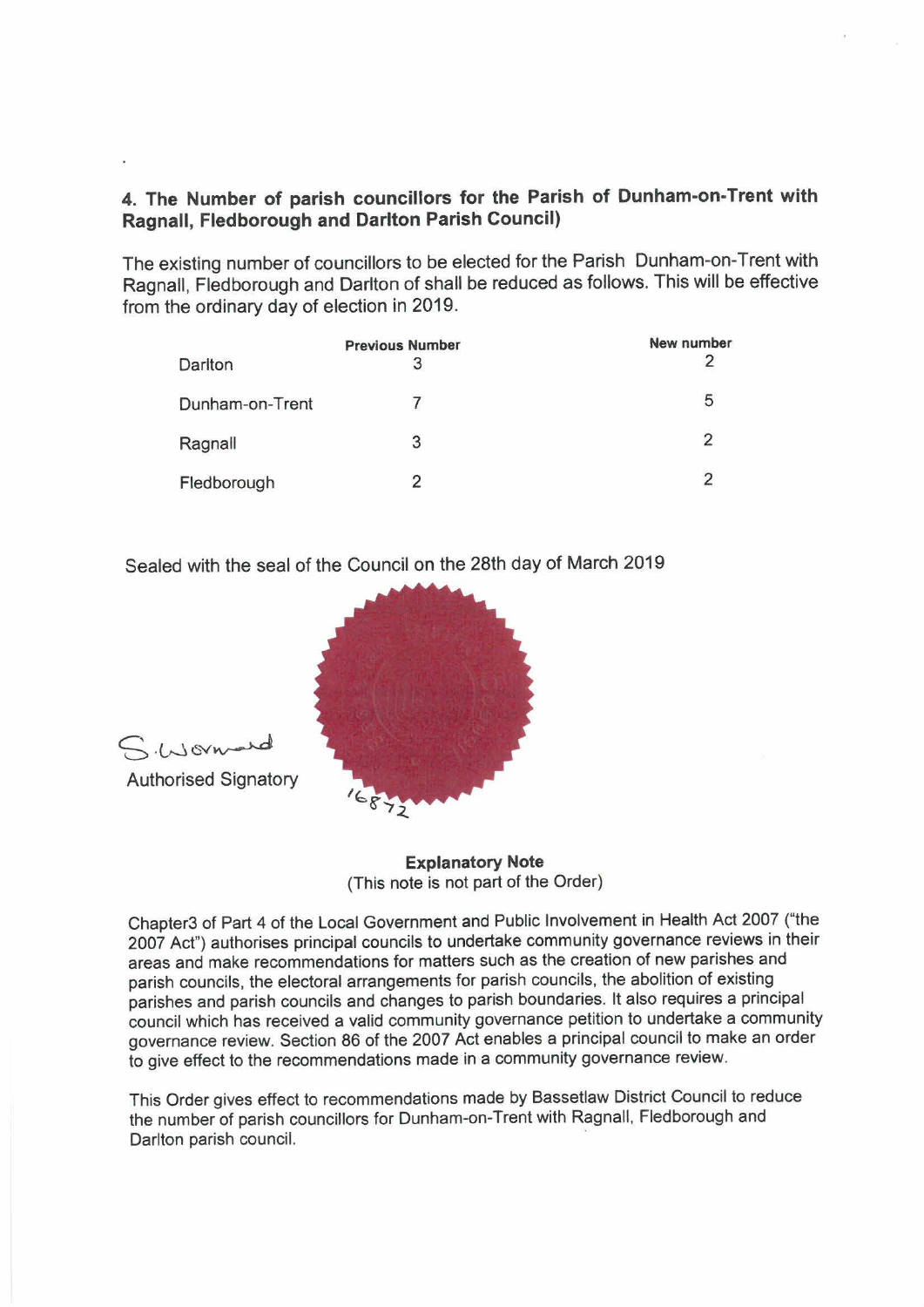## 4. The Number of parish councillors for the Parish of Dunham-on-Trent with Ragnall, Fledborough and Darlton Parish Council)

The existing number of councillors to be elected for the Parish Dunham-on-Trent with Ragnall, Fledborough and Darlton of shall be reduced as follows. This will be effective from the ordinary day of election in 2019.

| | Previous Number | New number |
|---|---|---|
| Darlton | 3 | 2 |
| Dunham-on-Trent | 7 | 5 |
| Ragnall | 3 | 2 |
| Fledborough | 2 | 2 |

Sealed with the seal of the Council on the 28th day of March 2019

S. Wormald

Authorised Signatory

16872

**Explanatory Note**
(This note is not part of the Order)

Chapter3 of Part 4 of the Local Government and Public Involvement in Health Act 2007 ("the 2007 Act") authorises principal councils to undertake community governance reviews in their areas and make recommendations for matters such as the creation of new parishes and parish councils, the electoral arrangements for parish councils, the abolition of existing parishes and parish councils and changes to parish boundaries. It also requires a principal council which has received a valid community governance petition to undertake a community governance review. Section 86 of the 2007 Act enables a principal council to make an order to give effect to the recommendations made in a community governance review.

This Order gives effect to recommendations made by Bassetlaw District Council to reduce the number of parish councillors for Dunham-on-Trent with Ragnall, Fledborough and Darlton parish council.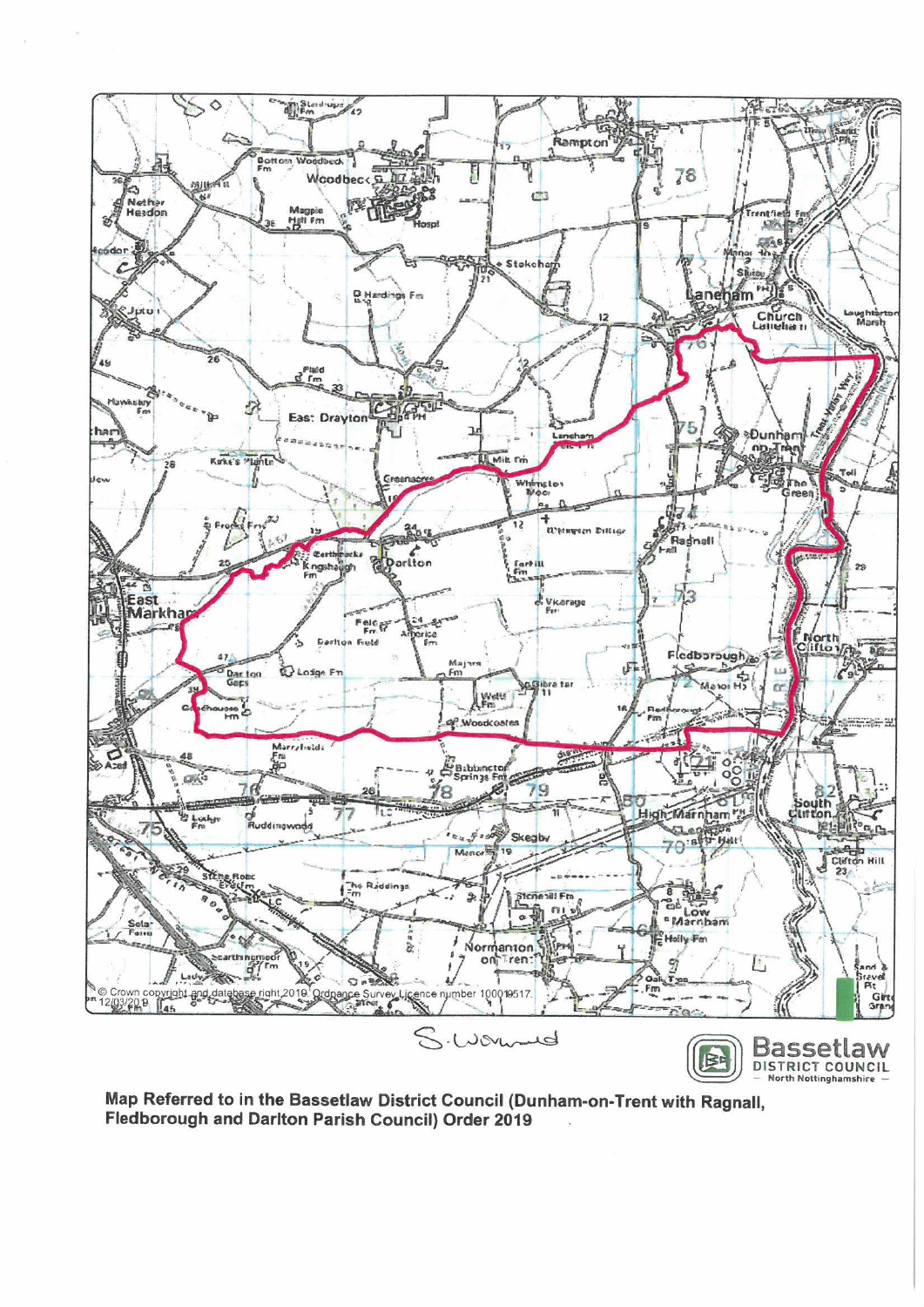© Crown copyright and database right 2019. Ordnance Survey Licence number 100019517. 12/03/2019

S. Warnull

Bassetlaw
DISTRICT COUNCIL
— North Nottinghamshire —

**Map Referred to in the Bassetlaw District Council (Dunham-on-Trent with Ragnall, Fledborough and Darlton Parish Council) Order 2019**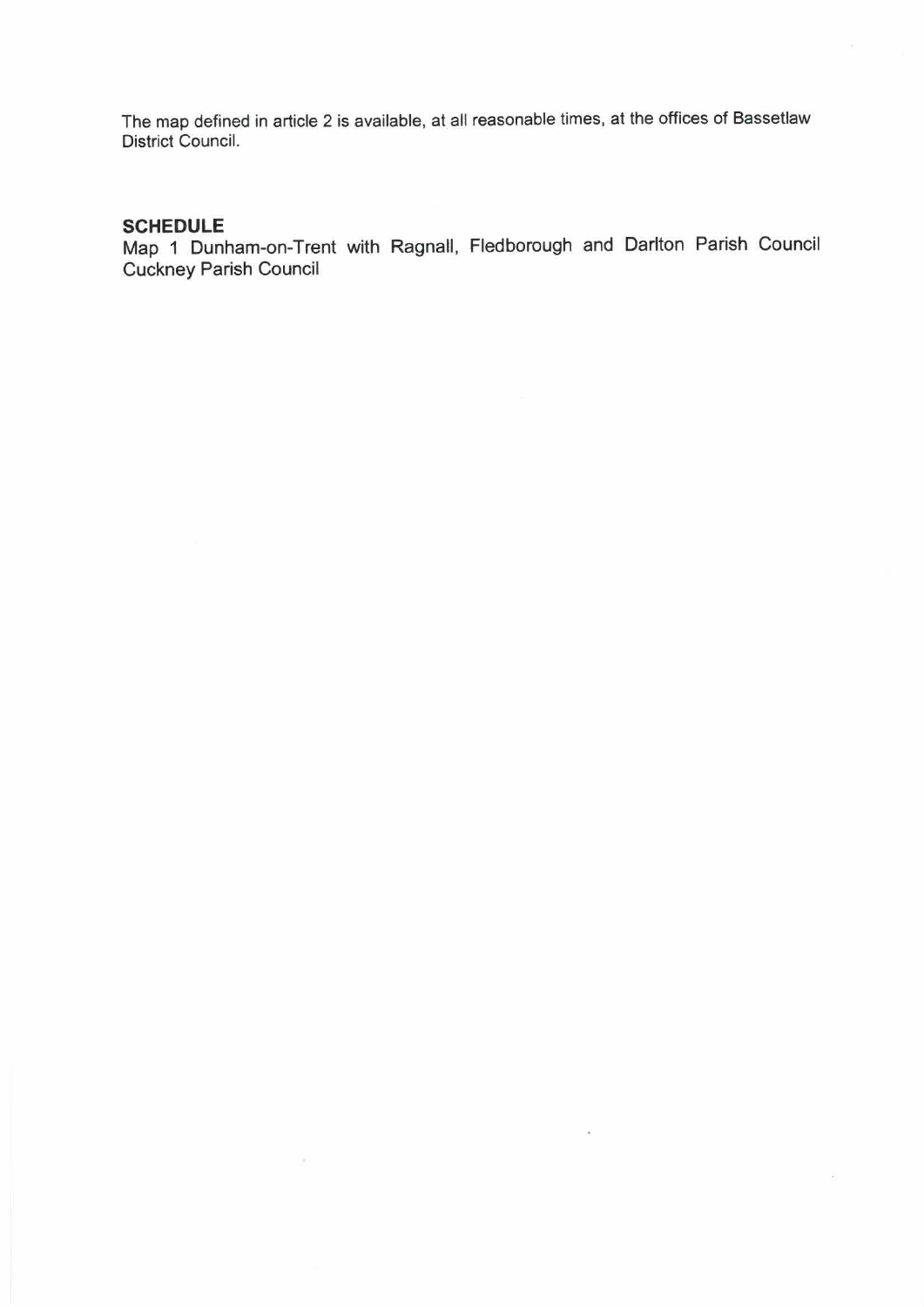The map defined in article 2 is available, at all reasonable times, at the offices of Bassetlaw District Council.

## SCHEDULE

Map 1 Dunham-on-Trent with Ragnall, Fledborough and Darlton Parish Council Cuckney Parish Council